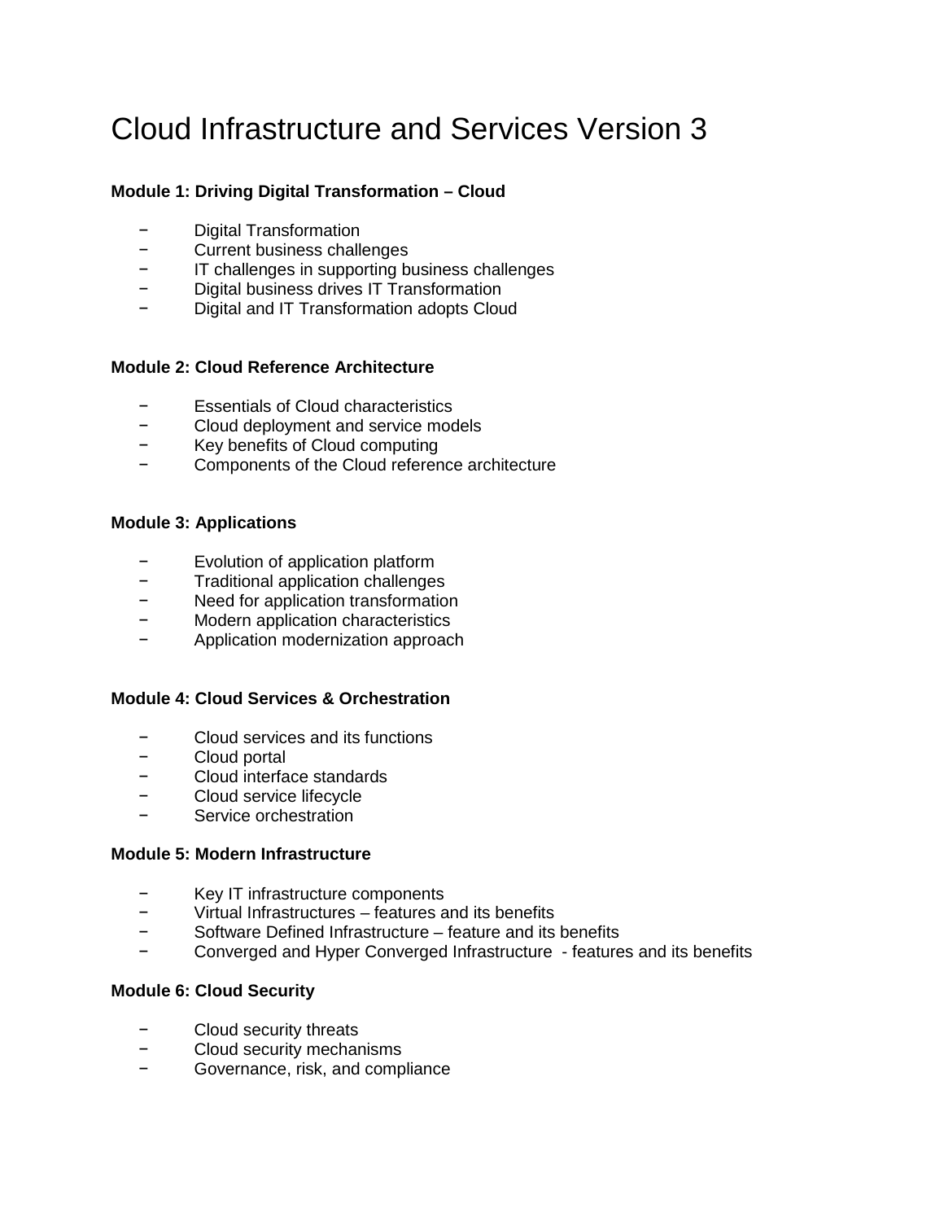# Cloud Infrastructure and Services Version 3

**Module 1: Driving Digital Transformation – Cloud**

- Digital Transformation
- Current business challenges
- IT challenges in supporting business challenges
- Digital business drives IT Transformation
- Digital and IT Transformation adopts Cloud

**Module 2: Cloud Reference Architecture**

- Essentials of Cloud characteristics
- Cloud deployment and service models
- Key benefits of Cloud computing
- Components of the Cloud reference architecture

**Module 3: Applications**

- Evolution of application platform
- Traditional application challenges
- Need for application transformation
- Modern application characteristics
- Application modernization approach

**Module 4: Cloud Services & Orchestration**

- Cloud services and its functions
- Cloud portal
- Cloud interface standards
- Cloud service lifecycle
- Service orchestration

**Module 5: Modern Infrastructure**

- Key IT infrastructure components
- Virtual Infrastructures – features and its benefits
- Software Defined Infrastructure – feature and its benefits
- Converged and Hyper Converged Infrastructure - features and its benefits

**Module 6: Cloud Security**

- Cloud security threats
- Cloud security mechanisms
- Governance, risk, and compliance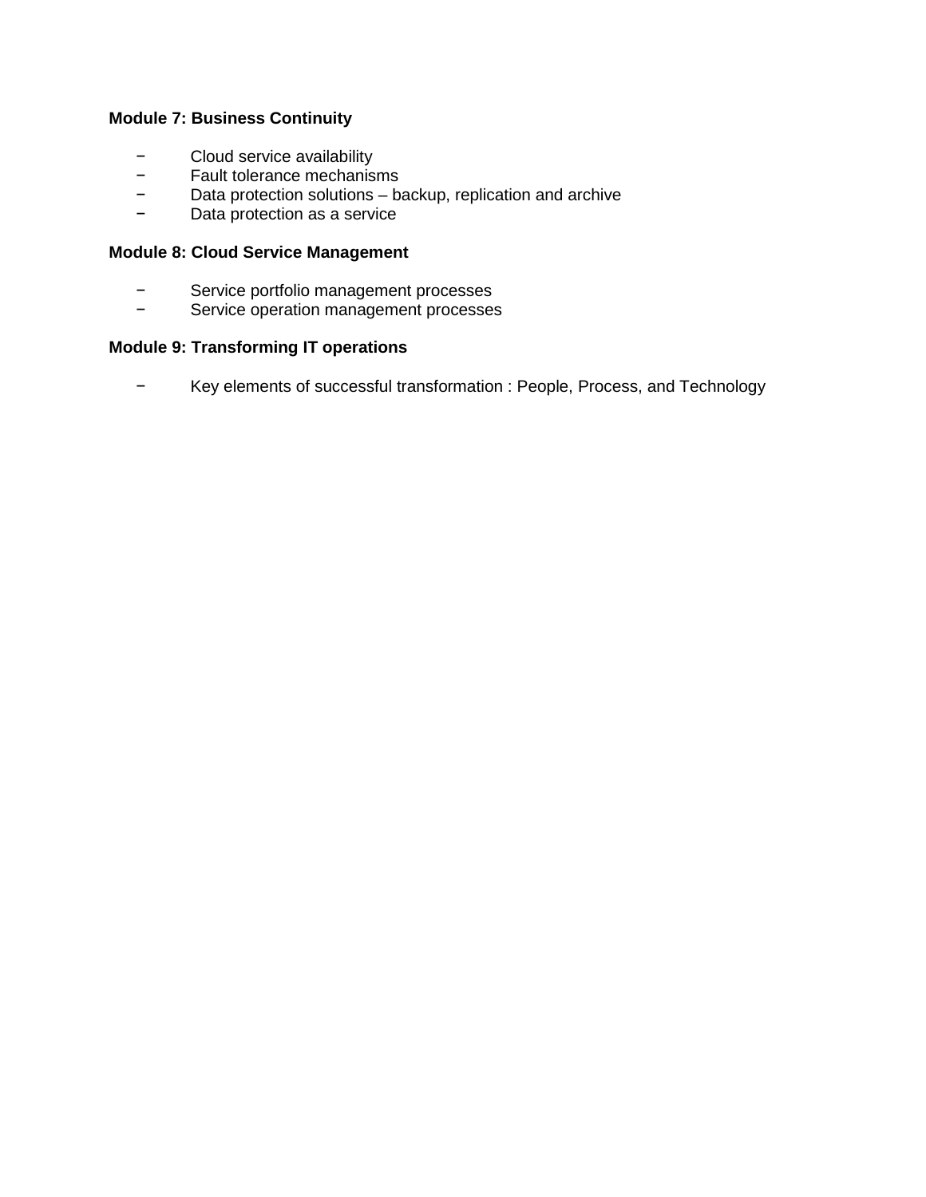**Module 7: Business Continuity**

- Cloud service availability
- Fault tolerance mechanisms
- Data protection solutions – backup, replication and archive
- Data protection as a service

**Module 8: Cloud Service Management**

- Service portfolio management processes
- Service operation management processes

**Module 9: Transforming IT operations**

- Key elements of successful transformation : People, Process, and Technology